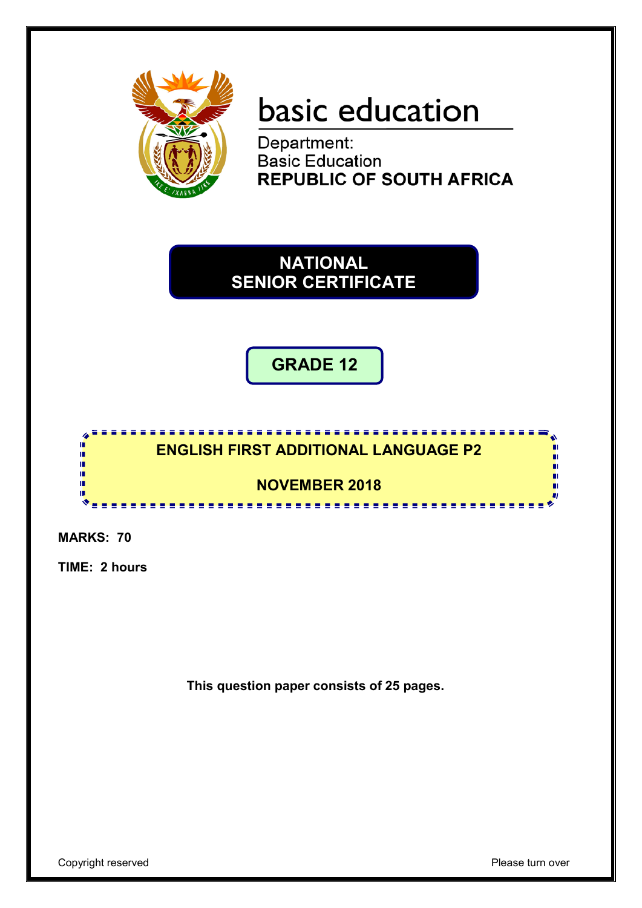basic education

Department:
Basic Education
**REPUBLIC OF SOUTH AFRICA**

# NATIONAL SENIOR CERTIFICATE

## GRADE 12

## ENGLISH FIRST ADDITIONAL LANGUAGE P2

## NOVEMBER 2018

**MARKS: 70**

**TIME: 2 hours**

**This question paper consists of 25 pages.**

Copyright reserved

Please turn over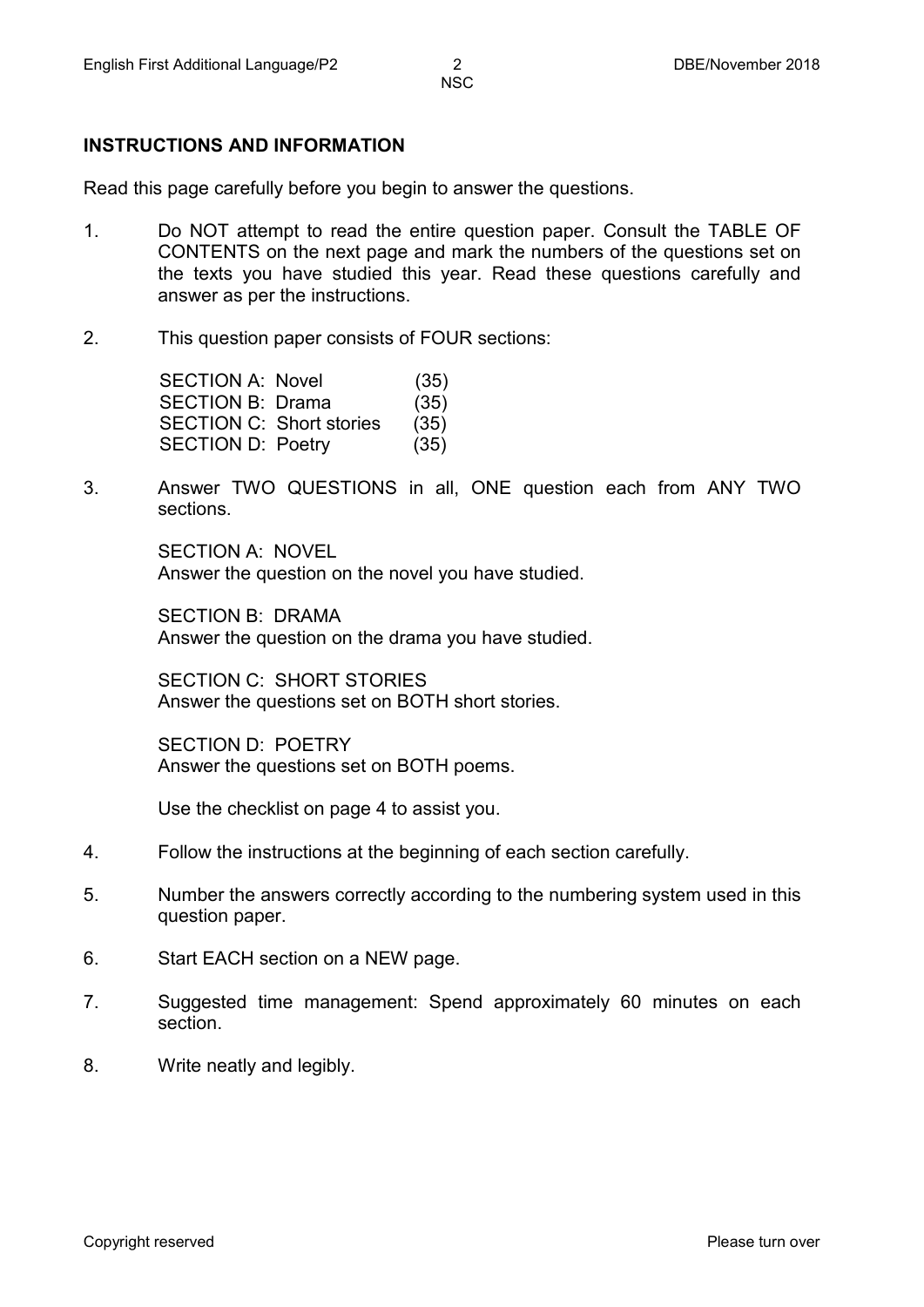## INSTRUCTIONS AND INFORMATION

Read this page carefully before you begin to answer the questions.

1. Do NOT attempt to read the entire question paper. Consult the TABLE OF CONTENTS on the next page and mark the numbers of the questions set on the texts you have studied this year. Read these questions carefully and answer as per the instructions.

2. This question paper consists of FOUR sections:

   | | |
   |---|---|
   | SECTION A: Novel | (35) |
   | SECTION B: Drama | (35) |
   | SECTION C: Short stories | (35) |
   | SECTION D: Poetry | (35) |

3. Answer TWO QUESTIONS in all, ONE question each from ANY TWO sections.

   SECTION A: NOVEL
   Answer the question on the novel you have studied.

   SECTION B: DRAMA
   Answer the question on the drama you have studied.

   SECTION C: SHORT STORIES
   Answer the questions set on BOTH short stories.

   SECTION D: POETRY
   Answer the questions set on BOTH poems.

   Use the checklist on page 4 to assist you.

4. Follow the instructions at the beginning of each section carefully.

5. Number the answers correctly according to the numbering system used in this question paper.

6. Start EACH section on a NEW page.

7. Suggested time management: Spend approximately 60 minutes on each section.

8. Write neatly and legibly.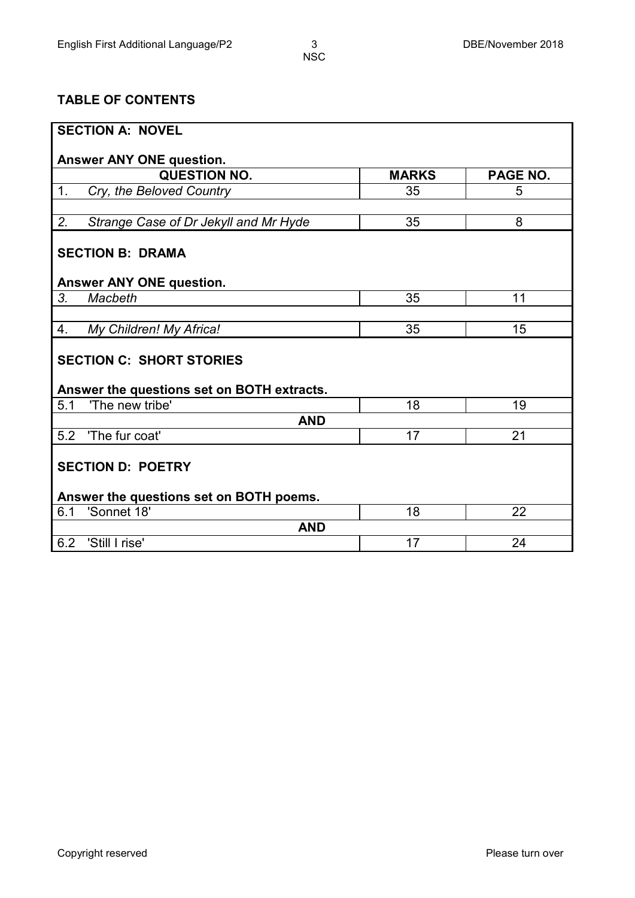## TABLE OF CONTENTS

| QUESTION NO. | MARKS | PAGE NO. |
|---|---|---|
| **SECTION A: NOVEL** | | |
| **Answer ANY ONE question.** | | |
| 1. *Cry, the Beloved Country* | 35 | 5 |
| 2. *Strange Case of Dr Jekyll and Mr Hyde* | 35 | 8 |
| **SECTION B: DRAMA** | | |
| **Answer ANY ONE question.** | | |
| 3. *Macbeth* | 35 | 11 |
| 4. *My Children! My Africa!* | 35 | 15 |
| **SECTION C: SHORT STORIES** | | |
| **Answer the questions set on BOTH extracts.** | | |
| 5.1 'The new tribe' | 18 | 19 |
| **AND** | | |
| 5.2 'The fur coat' | 17 | 21 |
| **SECTION D: POETRY** | | |
| **Answer the questions set on BOTH poems.** | | |
| 6.1 'Sonnet 18' | 18 | 22 |
| **AND** | | |
| 6.2 'Still I rise' | 17 | 24 |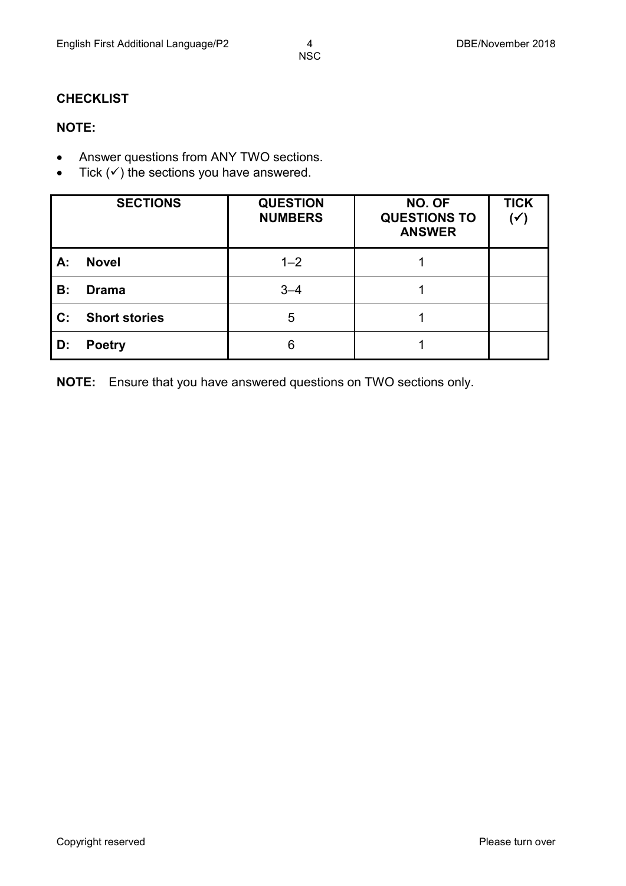**CHECKLIST**

**NOTE:**

- Answer questions from ANY TWO sections.
- Tick (✓) the sections you have answered.

| **SECTIONS** | **QUESTION NUMBERS** | **NO. OF QUESTIONS TO ANSWER** | **TICK (✓)** |
|---|---|---|---|
| **A: Novel** | 1–2 | 1 | |
| **B: Drama** | 3–4 | 1 | |
| **C: Short stories** | 5 | 1 | |
| **D: Poetry** | 6 | 1 | |

**NOTE:** Ensure that you have answered questions on TWO sections only.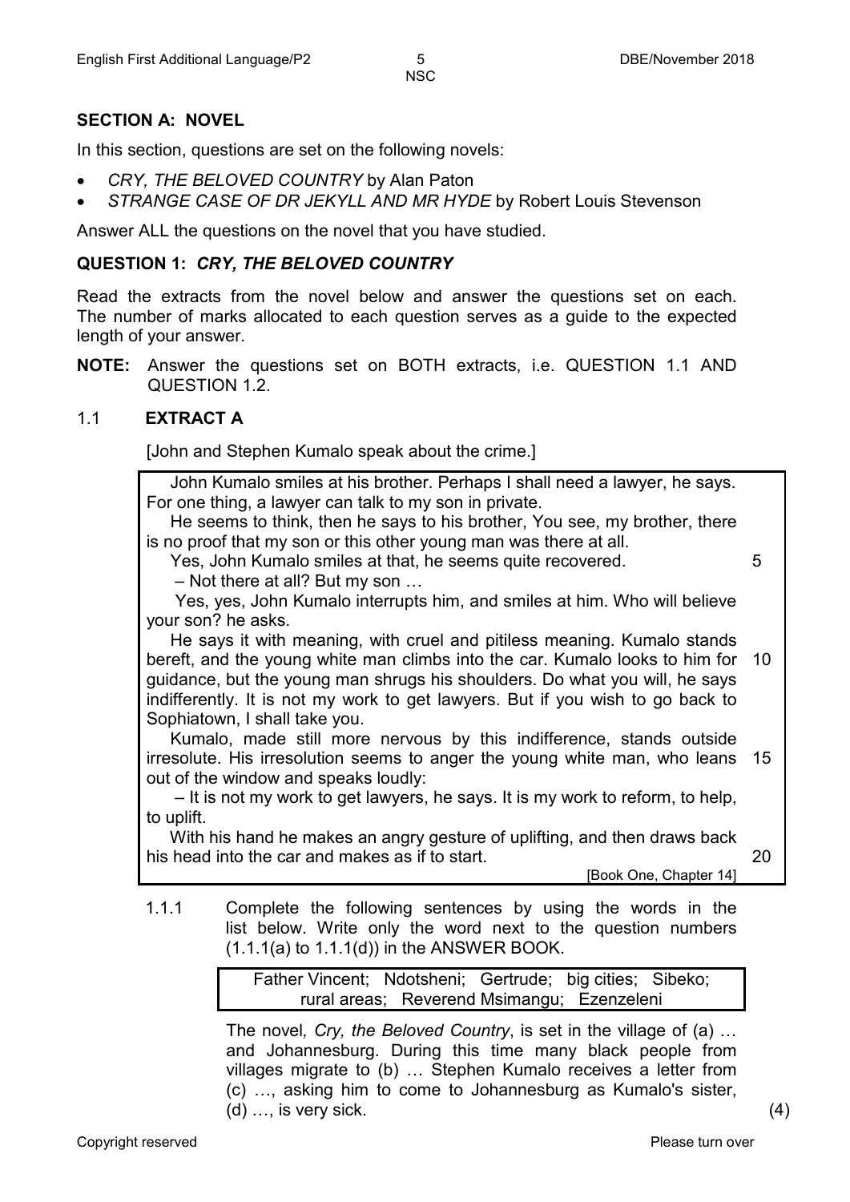## SECTION A: NOVEL

In this section, questions are set on the following novels:

- *CRY, THE BELOVED COUNTRY* by Alan Paton
- *STRANGE CASE OF DR JEKYLL AND MR HYDE* by Robert Louis Stevenson

Answer ALL the questions on the novel that you have studied.

## QUESTION 1: *CRY, THE BELOVED COUNTRY*

Read the extracts from the novel below and answer the questions set on each. The number of marks allocated to each question serves as a guide to the expected length of your answer.

**NOTE:** Answer the questions set on BOTH extracts, i.e. QUESTION 1.1 AND QUESTION 1.2.

### 1.1 EXTRACT A

[John and Stephen Kumalo speak about the crime.]

> John Kumalo smiles at his brother. Perhaps I shall need a lawyer, he says. For one thing, a lawyer can talk to my son in private.
>
> He seems to think, then he says to his brother, You see, my brother, there is no proof that my son or this other young man was there at all.
>
> Yes, John Kumalo smiles at that, he seems quite recovered. 5
>
> – Not there at all? But my son …
>
> Yes, yes, John Kumalo interrupts him, and smiles at him. Who will believe your son? he asks.
>
> He says it with meaning, with cruel and pitiless meaning. Kumalo stands bereft, and the young white man climbs into the car. Kumalo looks to him for 10 guidance, but the young man shrugs his shoulders. Do what you will, he says indifferently. It is not my work to get lawyers. But if you wish to go back to Sophiatown, I shall take you.
>
> Kumalo, made still more nervous by this indifference, stands outside irresolute. His irresolution seems to anger the young white man, who leans 15 out of the window and speaks loudly:
>
> – It is not my work to get lawyers, he says. It is my work to reform, to help, to uplift.
>
> With his hand he makes an angry gesture of uplifting, and then draws back his head into the car and makes as if to start. 20
>
> [Book One, Chapter 14]

1.1.1 Complete the following sentences by using the words in the list below. Write only the word next to the question numbers (1.1.1(a) to 1.1.1(d)) in the ANSWER BOOK.

| Father Vincent; Ndotsheni; Gertrude; big cities; Sibeko; rural areas; Reverend Msimangu; Ezenzeleni |
|---|

The novel*, Cry, the Beloved Country*, is set in the village of (a) … and Johannesburg. During this time many black people from villages migrate to (b) … Stephen Kumalo receives a letter from (c) …, asking him to come to Johannesburg as Kumalo's sister, (d) …, is very sick. (4)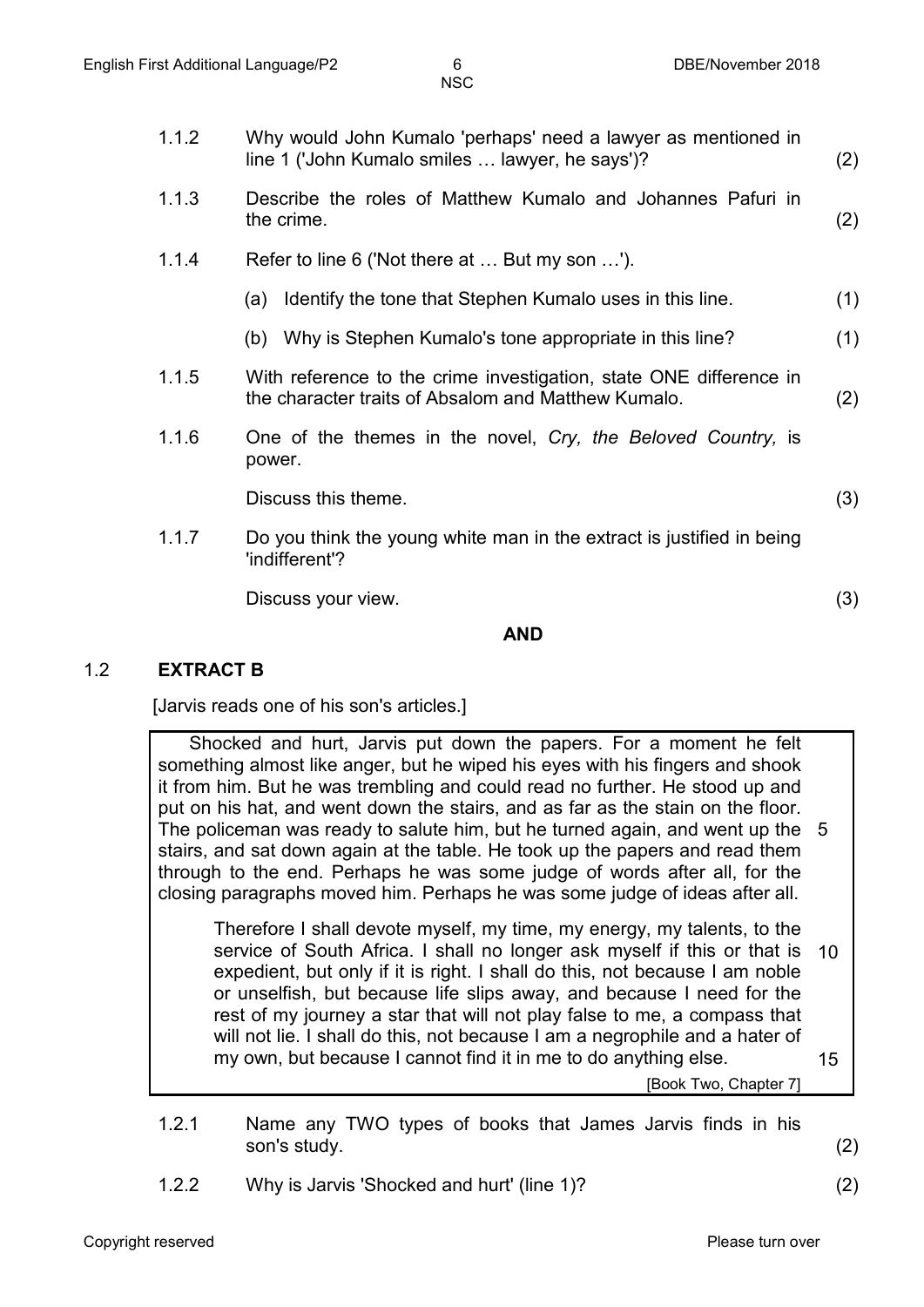1.1.2 Why would John Kumalo 'perhaps' need a lawyer as mentioned in line 1 ('John Kumalo smiles … lawyer, he says')? (2)

1.1.3 Describe the roles of Matthew Kumalo and Johannes Pafuri in the crime. (2)

1.1.4 Refer to line 6 ('Not there at … But my son …').

(a) Identify the tone that Stephen Kumalo uses in this line. (1)

(b) Why is Stephen Kumalo's tone appropriate in this line? (1)

1.1.5 With reference to the crime investigation, state ONE difference in the character traits of Absalom and Matthew Kumalo. (2)

1.1.6 One of the themes in the novel, *Cry, the Beloved Country,* is power.

Discuss this theme. (3)

1.1.7 Do you think the young white man in the extract is justified in being 'indifferent'?

Discuss your view. (3)

**AND**

## 1.2 EXTRACT B

[Jarvis reads one of his son's articles.]

> Shocked and hurt, Jarvis put down the papers. For a moment he felt something almost like anger, but he wiped his eyes with his fingers and shook it from him. But he was trembling and could read no further. He stood up and put on his hat, and went down the stairs, and as far as the stain on the floor. The policeman was ready to salute him, but he turned again, and went up the stairs, and sat down again at the table. He took up the papers and read them through to the end. Perhaps he was some judge of words after all, for the closing paragraphs moved him. Perhaps he was some judge of ideas after all. 5
>
> Therefore I shall devote myself, my time, my energy, my talents, to the service of South Africa. I shall no longer ask myself if this or that is expedient, but only if it is right. I shall do this, not because I am noble or unselfish, but because life slips away, and because I need for the rest of my journey a star that will not play false to me, a compass that will not lie. I shall do this, not because I am a negrophile and a hater of my own, but because I cannot find it in me to do anything else. 10 15
>
> [Book Two, Chapter 7]

1.2.1 Name any TWO types of books that James Jarvis finds in his son's study. (2)

1.2.2 Why is Jarvis 'Shocked and hurt' (line 1)? (2)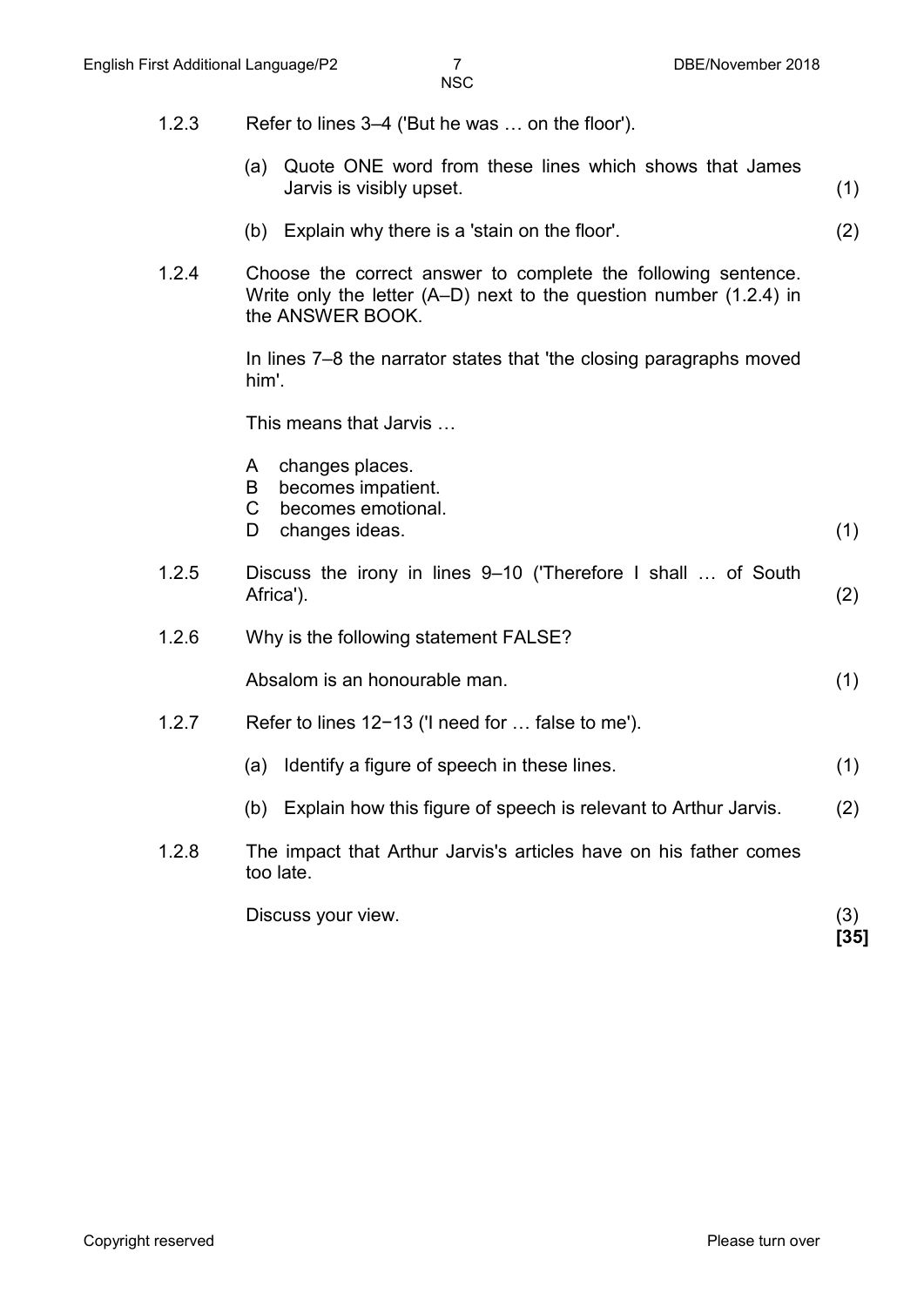1.2.3 Refer to lines 3–4 ('But he was … on the floor').

(a) Quote ONE word from these lines which shows that James Jarvis is visibly upset. (1)

(b) Explain why there is a 'stain on the floor'. (2)

1.2.4 Choose the correct answer to complete the following sentence. Write only the letter (A–D) next to the question number (1.2.4) in the ANSWER BOOK.

In lines 7–8 the narrator states that 'the closing paragraphs moved him'.

This means that Jarvis …

A changes places.
B becomes impatient.
C becomes emotional.
D changes ideas. (1)

1.2.5 Discuss the irony in lines 9–10 ('Therefore I shall … of South Africa'). (2)

1.2.6 Why is the following statement FALSE?

Absalom is an honourable man. (1)

1.2.7 Refer to lines 12−13 ('I need for … false to me').

(a) Identify a figure of speech in these lines. (1)

(b) Explain how this figure of speech is relevant to Arthur Jarvis. (2)

1.2.8 The impact that Arthur Jarvis's articles have on his father comes too late.

Discuss your view. (3)

**[35]**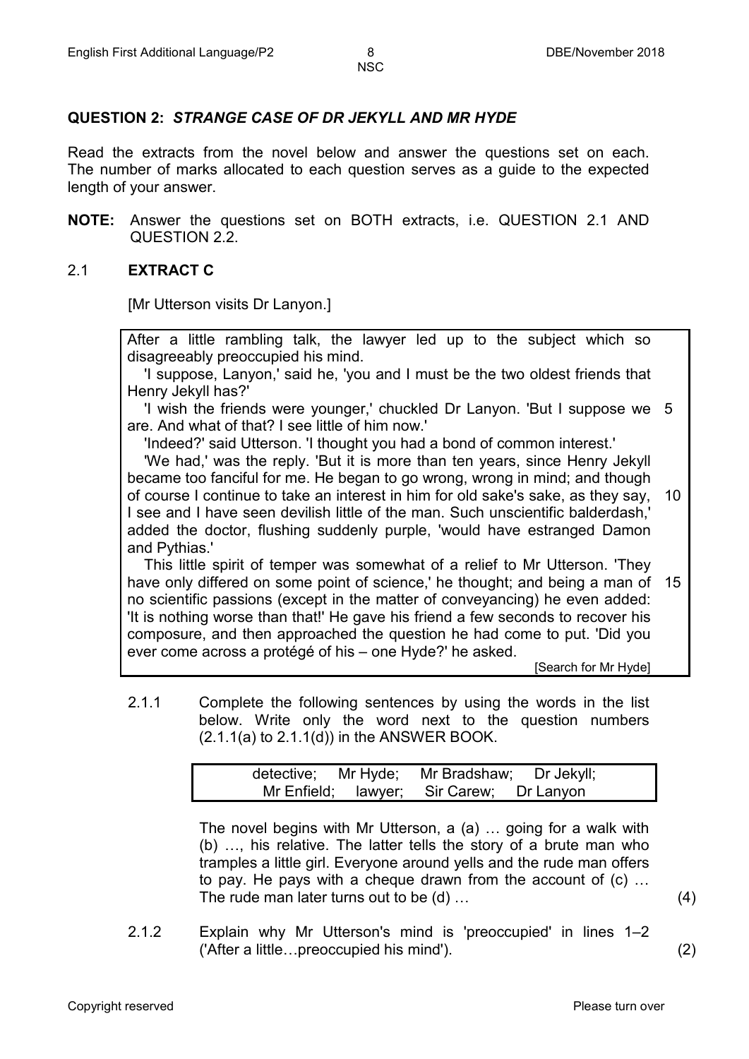## QUESTION 2: *STRANGE CASE OF DR JEKYLL AND MR HYDE*

Read the extracts from the novel below and answer the questions set on each. The number of marks allocated to each question serves as a guide to the expected length of your answer.

**NOTE:** Answer the questions set on BOTH extracts, i.e. QUESTION 2.1 AND QUESTION 2.2.

### 2.1 EXTRACT C

[Mr Utterson visits Dr Lanyon.]

> After a little rambling talk, the lawyer led up to the subject which so disagreeably preoccupied his mind.
>
> 'I suppose, Lanyon,' said he, 'you and I must be the two oldest friends that Henry Jekyll has?'
>
> 'I wish the friends were younger,' chuckled Dr Lanyon. 'But I suppose we are. And what of that? I see little of him now.' (5)
>
> 'Indeed?' said Utterson. 'I thought you had a bond of common interest.'
>
> 'We had,' was the reply. 'But it is more than ten years, since Henry Jekyll became too fanciful for me. He began to go wrong, wrong in mind; and though of course I continue to take an interest in him for old sake's sake, as they say, I see and I have seen devilish little of the man. Such unscientific balderdash,' added the doctor, flushing suddenly purple, 'would have estranged Damon and Pythias.' (10)
>
> This little spirit of temper was somewhat of a relief to Mr Utterson. 'They have only differed on some point of science,' he thought; and being a man of no scientific passions (except in the matter of conveyancing) he even added: 'It is nothing worse than that!' He gave his friend a few seconds to recover his composure, and then approached the question he had come to put. 'Did you ever come across a protégé of his – one Hyde?' he asked. (15)
>
> [Search for Mr Hyde]

2.1.1 Complete the following sentences by using the words in the list below. Write only the word next to the question numbers (2.1.1(a) to 2.1.1(d)) in the ANSWER BOOK.

| detective; Mr Hyde; Mr Bradshaw; Dr Jekyll; Mr Enfield; lawyer; Sir Carew; Dr Lanyon |
|---|

The novel begins with Mr Utterson, a (a) … going for a walk with (b) …, his relative. The latter tells the story of a brute man who tramples a little girl. Everyone around yells and the rude man offers to pay. He pays with a cheque drawn from the account of (c) … The rude man later turns out to be (d) … (4)

2.1.2 Explain why Mr Utterson's mind is 'preoccupied' in lines 1–2 ('After a little…preoccupied his mind'). (2)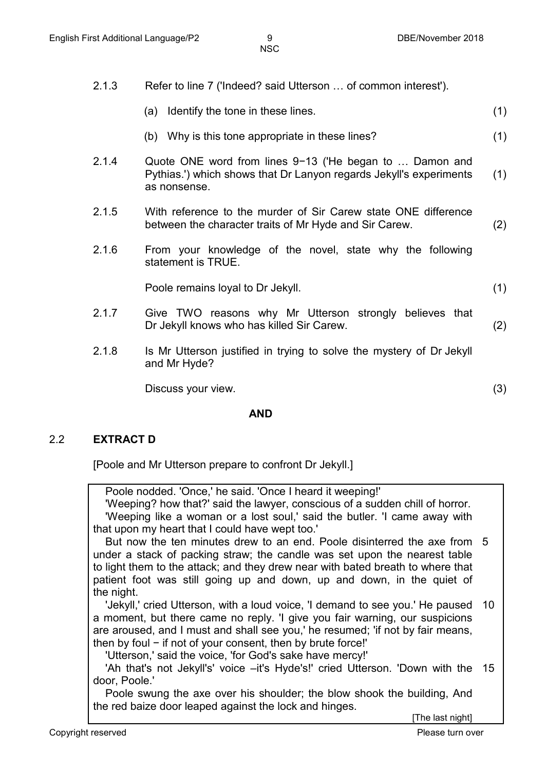2.1.3 Refer to line 7 ('Indeed? said Utterson … of common interest').

(a) Identify the tone in these lines. (1)

(b) Why is this tone appropriate in these lines? (1)

2.1.4 Quote ONE word from lines 9−13 ('He began to … Damon and Pythias.') which shows that Dr Lanyon regards Jekyll's experiments as nonsense. (1)

2.1.5 With reference to the murder of Sir Carew state ONE difference between the character traits of Mr Hyde and Sir Carew. (2)

2.1.6 From your knowledge of the novel, state why the following statement is TRUE.

Poole remains loyal to Dr Jekyll. (1)

2.1.7 Give TWO reasons why Mr Utterson strongly believes that Dr Jekyll knows who has killed Sir Carew. (2)

2.1.8 Is Mr Utterson justified in trying to solve the mystery of Dr Jekyll and Mr Hyde?

Discuss your view. (3)

**AND**

## 2.2 EXTRACT D

[Poole and Mr Utterson prepare to confront Dr Jekyll.]

Poole nodded. 'Once,' he said. 'Once I heard it weeping!'
'Weeping? how that?' said the lawyer, conscious of a sudden chill of horror.
'Weeping like a woman or a lost soul,' said the butler. 'I came away with that upon my heart that I could have wept too.'
But now the ten minutes drew to an end. Poole disinterred the axe from under a stack of packing straw; the candle was set upon the nearest table to light them to the attack; and they drew near with bated breath to where that patient foot was still going up and down, up and down, in the quiet of the night. 5
'Jekyll,' cried Utterson, with a loud voice, 'I demand to see you.' He paused a moment, but there came no reply. 'I give you fair warning, our suspicions are aroused, and I must and shall see you,' he resumed; 'if not by fair means, then by foul − if not of your consent, then by brute force!' 10
'Utterson,' said the voice, 'for God's sake have mercy!'
'Ah that's not Jekyll's' voice –it's Hyde's!' cried Utterson. 'Down with the door, Poole.' 15
Poole swung the axe over his shoulder; the blow shook the building, And the red baize door leaped against the lock and hinges.

[The last night]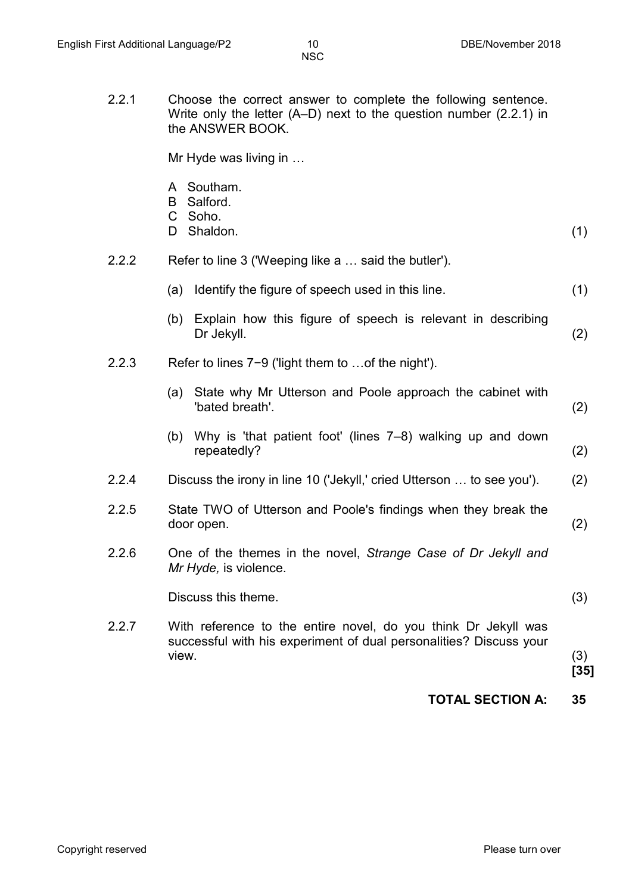2.2.1 Choose the correct answer to complete the following sentence. Write only the letter (A–D) next to the question number (2.2.1) in the ANSWER BOOK.

Mr Hyde was living in …

A Southam.
B Salford.
C Soho.
D Shaldon. (1)

2.2.2 Refer to line 3 ('Weeping like a … said the butler').

(a) Identify the figure of speech used in this line. (1)

(b) Explain how this figure of speech is relevant in describing Dr Jekyll. (2)

2.2.3 Refer to lines 7−9 ('light them to …of the night').

(a) State why Mr Utterson and Poole approach the cabinet with 'bated breath'. (2)

(b) Why is 'that patient foot' (lines 7–8) walking up and down repeatedly? (2)

2.2.4 Discuss the irony in line 10 ('Jekyll,' cried Utterson … to see you'). (2)

2.2.5 State TWO of Utterson and Poole's findings when they break the door open. (2)

2.2.6 One of the themes in the novel, *Strange Case of Dr Jekyll and Mr Hyde,* is violence.

Discuss this theme. (3)

2.2.7 With reference to the entire novel, do you think Dr Jekyll was successful with his experiment of dual personalities? Discuss your view. (3)

**[35]**

**TOTAL SECTION A: 35**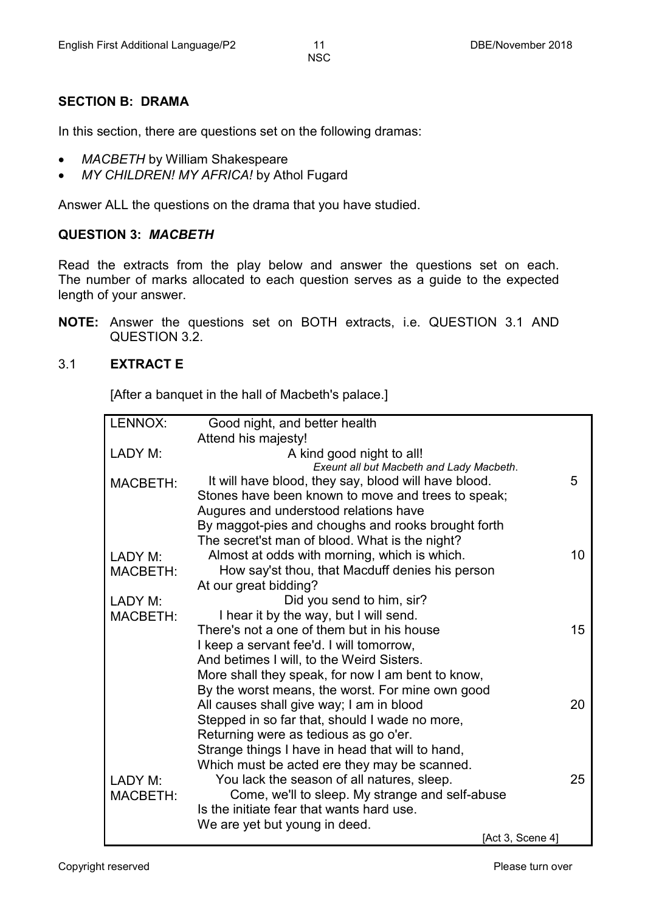## SECTION B: DRAMA

In this section, there are questions set on the following dramas:

- *MACBETH* by William Shakespeare
- *MY CHILDREN! MY AFRICA!* by Athol Fugard

Answer ALL the questions on the drama that you have studied.

### QUESTION 3: *MACBETH*

Read the extracts from the play below and answer the questions set on each. The number of marks allocated to each question serves as a guide to the expected length of your answer.

**NOTE:** Answer the questions set on BOTH extracts, i.e. QUESTION 3.1 AND QUESTION 3.2.

3.1 **EXTRACT E**

[After a banquet in the hall of Macbeth's palace.]

| | | |
|---|---|---|
| LENNOX: | Good night, and better health<br>Attend his majesty! | |
| LADY M: | A kind good night to all!<br>*Exeunt all but Macbeth and Lady Macbeth.* | |
| MACBETH: | It will have blood, they say, blood will have blood.<br>Stones have been known to move and trees to speak;<br>Augures and understood relations have<br>By maggot-pies and choughs and rooks brought forth<br>The secret'st man of blood. What is the night? | 5 |
| LADY M: | Almost at odds with morning, which is which. | 10 |
| MACBETH: | How say'st thou, that Macduff denies his person<br>At our great bidding? | |
| LADY M: | Did you send to him, sir? | |
| MACBETH: | I hear it by the way, but I will send.<br>There's not a one of them but in his house<br>I keep a servant fee'd. I will tomorrow,<br>And betimes I will, to the Weird Sisters.<br>More shall they speak, for now I am bent to know,<br>By the worst means, the worst. For mine own good<br>All causes shall give way; I am in blood<br>Stepped in so far that, should I wade no more,<br>Returning were as tedious as go o'er.<br>Strange things I have in head that will to hand,<br>Which must be acted ere they may be scanned. | 15<br><br><br><br><br>20 |
| LADY M: | You lack the season of all natures, sleep. | 25 |
| MACBETH: | Come, we'll to sleep. My strange and self-abuse<br>Is the initiate fear that wants hard use.<br>We are yet but young in deed. | |
| | [Act 3, Scene 4] | |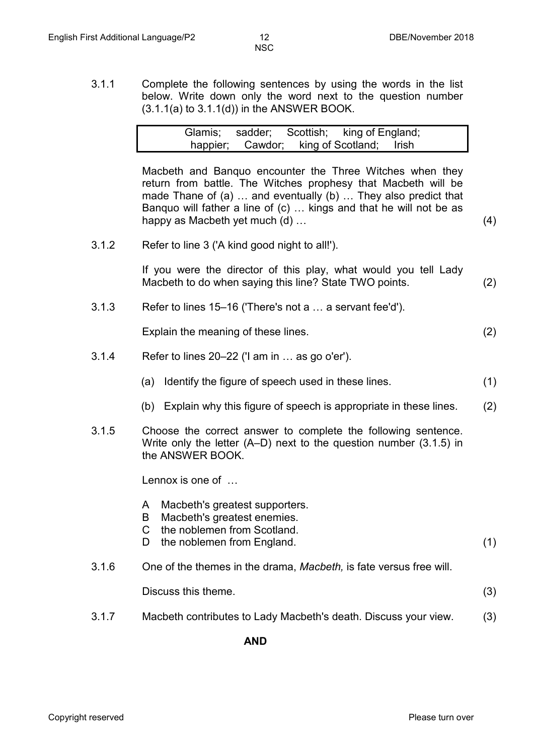3.1.1 Complete the following sentences by using the words in the list below. Write down only the word next to the question number (3.1.1(a) to 3.1.1(d)) in the ANSWER BOOK.

| Glamis; sadder; Scottish; king of England; happier; Cawdor; king of Scotland; Irish |
|---|

Macbeth and Banquo encounter the Three Witches when they return from battle. The Witches prophesy that Macbeth will be made Thane of (a) … and eventually (b) … They also predict that Banquo will father a line of (c) … kings and that he will not be as happy as Macbeth yet much (d) … (4)

3.1.2 Refer to line 3 ('A kind good night to all!').

If you were the director of this play, what would you tell Lady Macbeth to do when saying this line? State TWO points. (2)

3.1.3 Refer to lines 15–16 ('There's not a … a servant fee'd').

Explain the meaning of these lines. (2)

3.1.4 Refer to lines 20–22 ('I am in … as go o'er').

(a) Identify the figure of speech used in these lines. (1)

(b) Explain why this figure of speech is appropriate in these lines. (2)

3.1.5 Choose the correct answer to complete the following sentence. Write only the letter (A–D) next to the question number (3.1.5) in the ANSWER BOOK.

Lennox is one of …

A Macbeth's greatest supporters.
B Macbeth's greatest enemies.
C the noblemen from Scotland.
D the noblemen from England. (1)

3.1.6 One of the themes in the drama, *Macbeth,* is fate versus free will.

Discuss this theme. (3)

3.1.7 Macbeth contributes to Lady Macbeth's death. Discuss your view. (3)

**AND**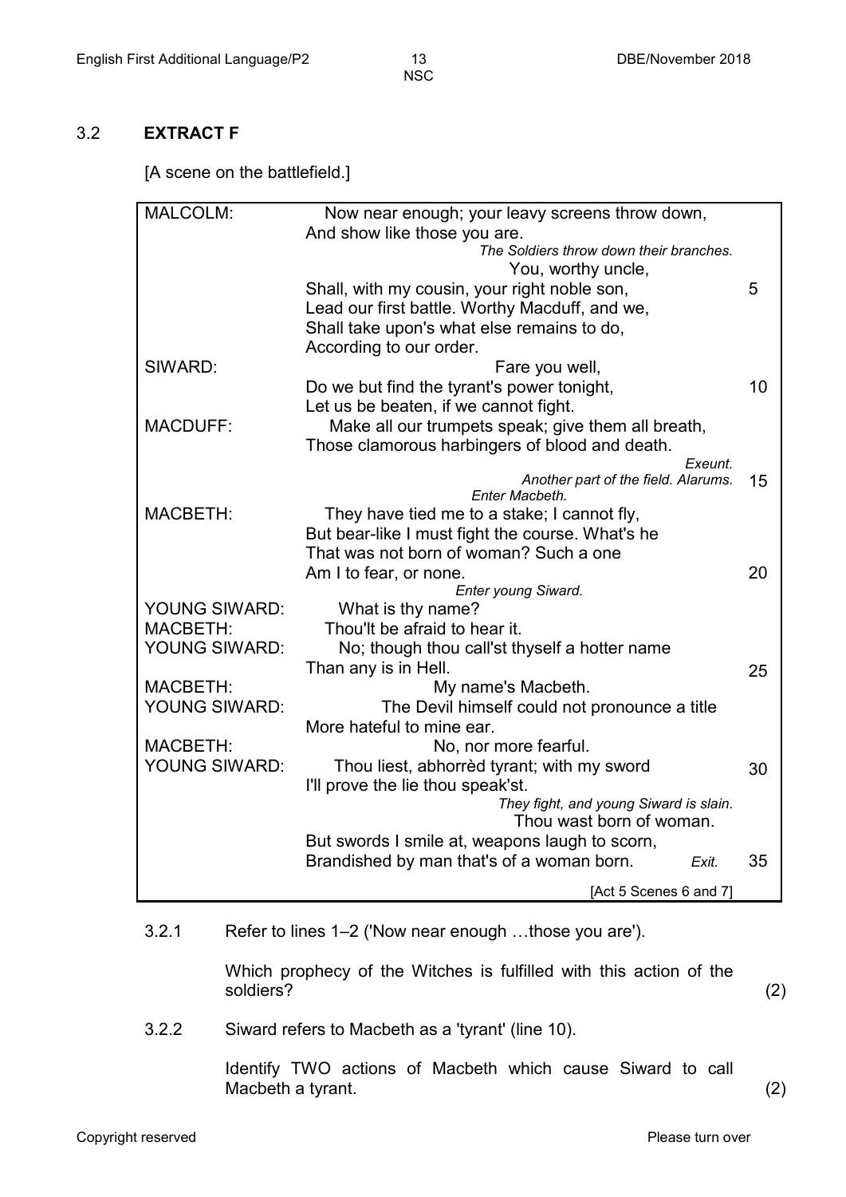## 3.2 **EXTRACT F**

[A scene on the battlefield.]

| | | |
|---|---|---|
| MALCOLM: | Now near enough; your leavy screens throw down, | |
| | And show like those you are. | |
| | *The Soldiers throw down their branches.* | |
| | You, worthy uncle, | |
| | Shall, with my cousin, your right noble son, | 5 |
| | Lead our first battle. Worthy Macduff, and we, | |
| | Shall take upon's what else remains to do, | |
| | According to our order. | |
| SIWARD: | Fare you well, | |
| | Do we but find the tyrant's power tonight, | 10 |
| | Let us be beaten, if we cannot fight. | |
| MACDUFF: | Make all our trumpets speak; give them all breath, | |
| | Those clamorous harbingers of blood and death. | |
| | *Exeunt.* | |
| | *Another part of the field. Alarums.* | 15 |
| | *Enter Macbeth.* | |
| MACBETH: | They have tied me to a stake; I cannot fly, | |
| | But bear-like I must fight the course. What's he | |
| | That was not born of woman? Such a one | |
| | Am I to fear, or none. | 20 |
| | *Enter young Siward.* | |
| YOUNG SIWARD: | What is thy name? | |
| MACBETH: | Thou'lt be afraid to hear it. | |
| YOUNG SIWARD: | No; though thou call'st thyself a hotter name | |
| | Than any is in Hell. | 25 |
| MACBETH: | My name's Macbeth. | |
| YOUNG SIWARD: | The Devil himself could not pronounce a title | |
| | More hateful to mine ear. | |
| MACBETH: | No, nor more fearful. | |
| YOUNG SIWARD: | Thou liest, abhorrèd tyrant; with my sword | 30 |
| | I'll prove the lie thou speak'st. | |
| | *They fight, and young Siward is slain.* | |
| | Thou wast born of woman. | |
| | But swords I smile at, weapons laugh to scorn, | |
| | Brandished by man that's of a woman born. *Exit.* | 35 |
| | [Act 5 Scenes 6 and 7] | |

3.2.1 Refer to lines 1–2 ('Now near enough …those you are').

Which prophecy of the Witches is fulfilled with this action of the soldiers? (2)

3.2.2 Siward refers to Macbeth as a 'tyrant' (line 10).

Identify TWO actions of Macbeth which cause Siward to call Macbeth a tyrant. (2)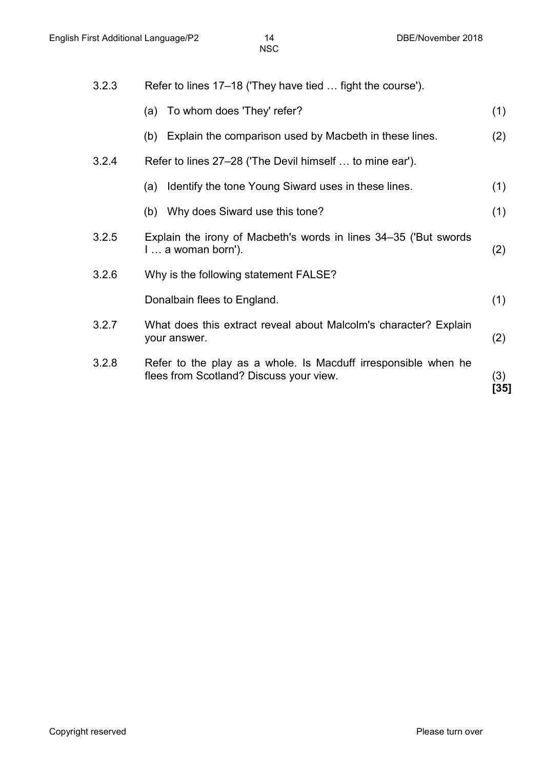| | | |
|---|---|---|
| 3.2.3 | Refer to lines 17–18 ('They have tied … fight the course'). | |
| | (a) To whom does 'They' refer? | (1) |
| | (b) Explain the comparison used by Macbeth in these lines. | (2) |
| 3.2.4 | Refer to lines 27–28 ('The Devil himself … to mine ear'). | |
| | (a) Identify the tone Young Siward uses in these lines. | (1) |
| | (b) Why does Siward use this tone? | (1) |
| 3.2.5 | Explain the irony of Macbeth's words in lines 34–35 ('But swords I … a woman born'). | (2) |
| 3.2.6 | Why is the following statement FALSE?<br><br>Donalbain flees to England. | (1) |
| 3.2.7 | What does this extract reveal about Malcolm's character? Explain your answer. | (2) |
| 3.2.8 | Refer to the play as a whole. Is Macduff irresponsible when he flees from Scotland? Discuss your view. | (3)<br>**[35]** |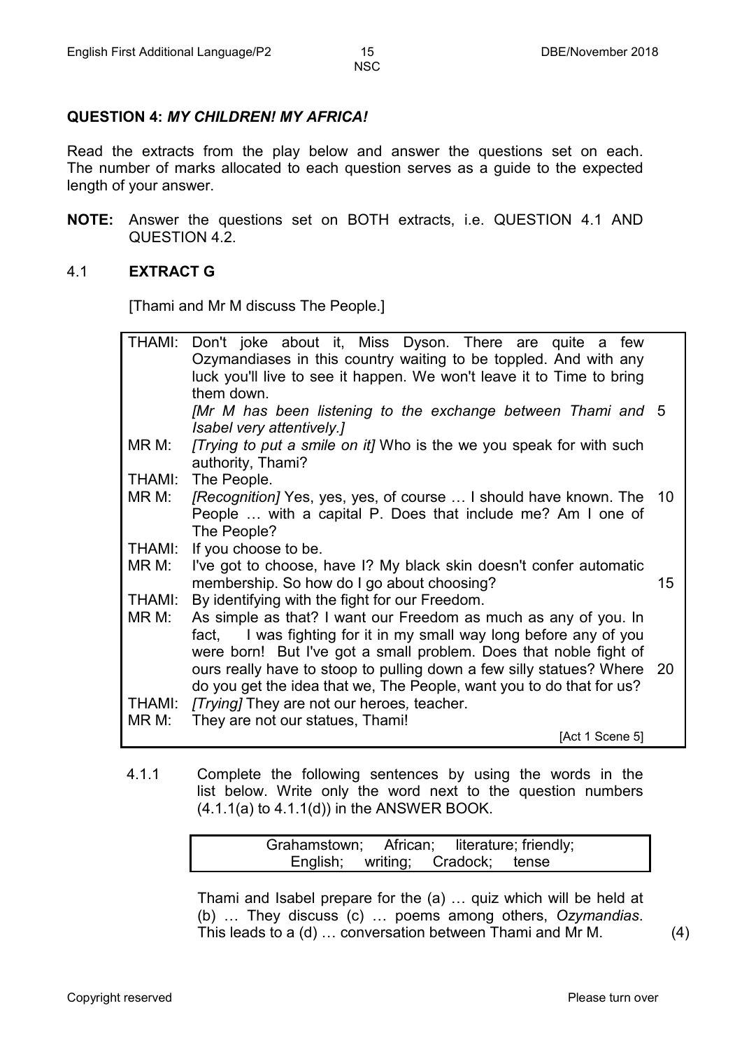## QUESTION 4: *MY CHILDREN! MY AFRICA!*

Read the extracts from the play below and answer the questions set on each. The number of marks allocated to each question serves as a guide to the expected length of your answer.

**NOTE:** Answer the questions set on BOTH extracts, i.e. QUESTION 4.1 AND QUESTION 4.2.

### 4.1 EXTRACT G

[Thami and Mr M discuss The People.]

| | | |
|---|---|---|
| THAMI: | Don't joke about it, Miss Dyson. There are quite a few Ozymandiases in this country waiting to be toppled. And with any luck you'll live to see it happen. We won't leave it to Time to bring them down. | |
| | *[Mr M has been listening to the exchange between Thami and Isabel very attentively.]* | 5 |
| MR M: | *[Trying to put a smile on it]* Who is the we you speak for with such authority, Thami? | |
| THAMI: | The People. | |
| MR M: | *[Recognition]* Yes, yes, yes, of course … I should have known. The People … with a capital P. Does that include me? Am I one of The People? | 10 |
| THAMI: | If you choose to be. | |
| MR M: | I've got to choose, have I? My black skin doesn't confer automatic membership. So how do I go about choosing? | 15 |
| THAMI: | By identifying with the fight for our Freedom. | |
| MR M: | As simple as that? I want our Freedom as much as any of you. In fact, I was fighting for it in my small way long before any of you were born! But I've got a small problem. Does that noble fight of ours really have to stoop to pulling down a few silly statues? Where do you get the idea that we, The People, want you to do that for us? | 20 |
| THAMI: | *[Trying]* They are not our heroes, teacher. | |
| MR M: | They are not our statues, Thami! | |
| | [Act 1 Scene 5] | |

4.1.1 Complete the following sentences by using the words in the list below. Write only the word next to the question numbers (4.1.1(a) to 4.1.1(d)) in the ANSWER BOOK.

| Grahamstown; African; literature; friendly; English; writing; Cradock; tense |
|---|

Thami and Isabel prepare for the (a) … quiz which will be held at (b) … They discuss (c) … poems among others, *Ozymandias*. This leads to a (d) … conversation between Thami and Mr M. (4)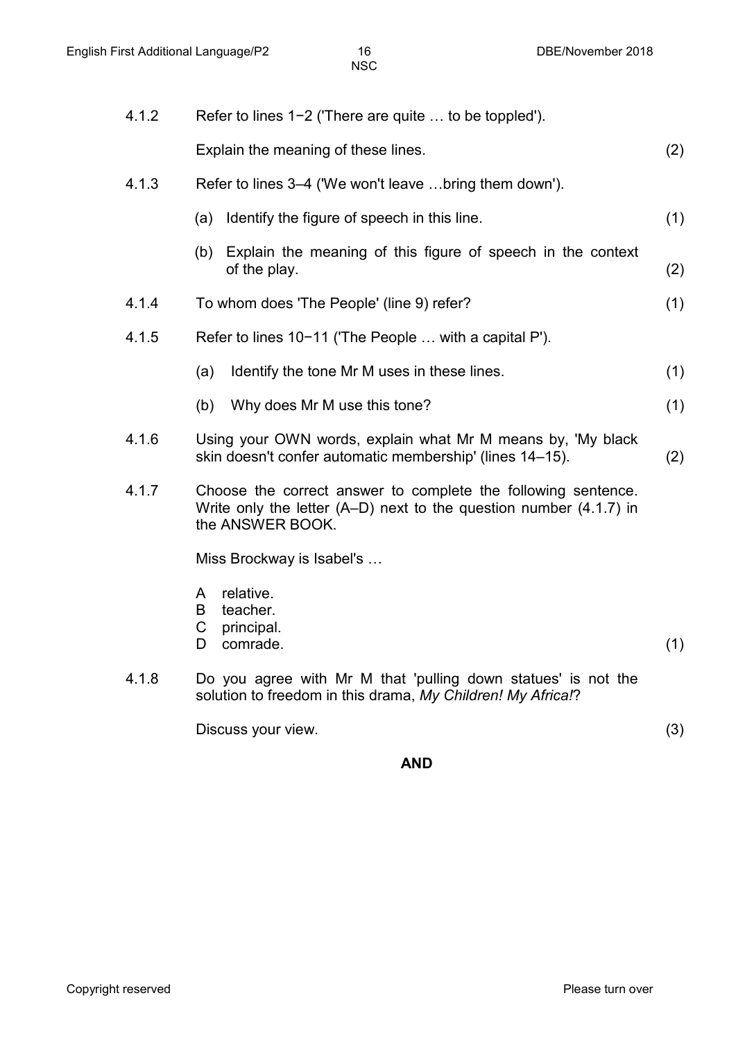4.1.2 Refer to lines 1−2 ('There are quite … to be toppled').

Explain the meaning of these lines. (2)

4.1.3 Refer to lines 3–4 ('We won't leave …bring them down').

(a) Identify the figure of speech in this line. (1)

(b) Explain the meaning of this figure of speech in the context of the play. (2)

4.1.4 To whom does 'The People' (line 9) refer? (1)

4.1.5 Refer to lines 10−11 ('The People … with a capital P').

(a) Identify the tone Mr M uses in these lines. (1)

(b) Why does Mr M use this tone? (1)

4.1.6 Using your OWN words, explain what Mr M means by, 'My black skin doesn't confer automatic membership' (lines 14–15). (2)

4.1.7 Choose the correct answer to complete the following sentence. Write only the letter (A–D) next to the question number (4.1.7) in the ANSWER BOOK.

Miss Brockway is Isabel's …

A relative.
B teacher.
C principal.
D comrade. (1)

4.1.8 Do you agree with Mr M that 'pulling down statues' is not the solution to freedom in this drama, *My Children! My Africa!*?

Discuss your view. (3)

**AND**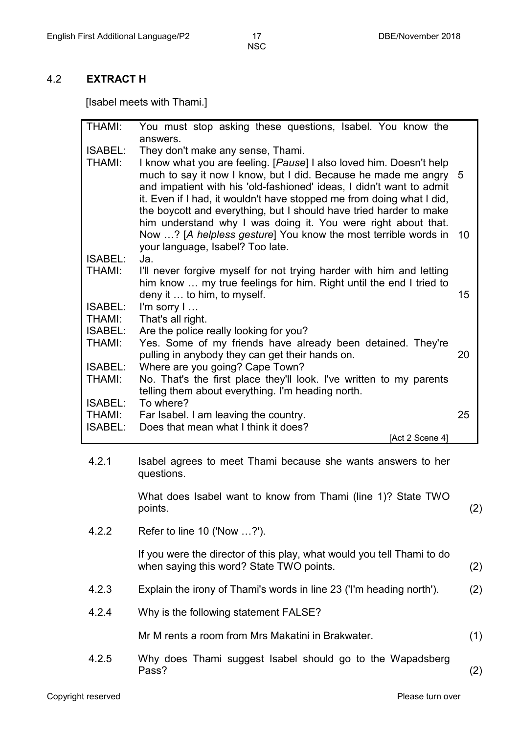## 4.2 **EXTRACT H**

[Isabel meets with Thami.]

| | | |
|---|---|---|
| THAMI: | You must stop asking these questions, Isabel. You know the answers. | |
| ISABEL: | They don't make any sense, Thami. | |
| THAMI: | I know what you are feeling. [*Pause*] I also loved him. Doesn't help much to say it now I know, but I did. Because he made me angry and impatient with his 'old-fashioned' ideas, I didn't want to admit it. Even if I had, it wouldn't have stopped me from doing what I did, the boycott and everything, but I should have tried harder to make him understand why I was doing it. You were right about that. Now …? [*A helpless gesture*] You know the most terrible words in your language, Isabel? Too late. | 5<br>10 |
| ISABEL: | Ja. | |
| THAMI: | I'll never forgive myself for not trying harder with him and letting him know … my true feelings for him. Right until the end I tried to deny it … to him, to myself. | 15 |
| ISABEL: | I'm sorry I … | |
| THAMI: | That's all right. | |
| ISABEL: | Are the police really looking for you? | |
| THAMI: | Yes. Some of my friends have already been detained. They're pulling in anybody they can get their hands on. | 20 |
| ISABEL: | Where are you going? Cape Town? | |
| THAMI: | No. That's the first place they'll look. I've written to my parents telling them about everything. I'm heading north. | |
| ISABEL: | To where? | |
| THAMI: | Far Isabel. I am leaving the country. | 25 |
| ISABEL: | Does that mean what I think it does? | |
| | [Act 2 Scene 4] | |

4.2.1 Isabel agrees to meet Thami because she wants answers to her questions.

What does Isabel want to know from Thami (line 1)? State TWO points. (2)

4.2.2 Refer to line 10 ('Now …?').

If you were the director of this play, what would you tell Thami to do when saying this word? State TWO points. (2)

4.2.3 Explain the irony of Thami's words in line 23 ('I'm heading north'). (2)

4.2.4 Why is the following statement FALSE?

Mr M rents a room from Mrs Makatini in Brakwater. (1)

4.2.5 Why does Thami suggest Isabel should go to the Wapadsberg Pass? (2)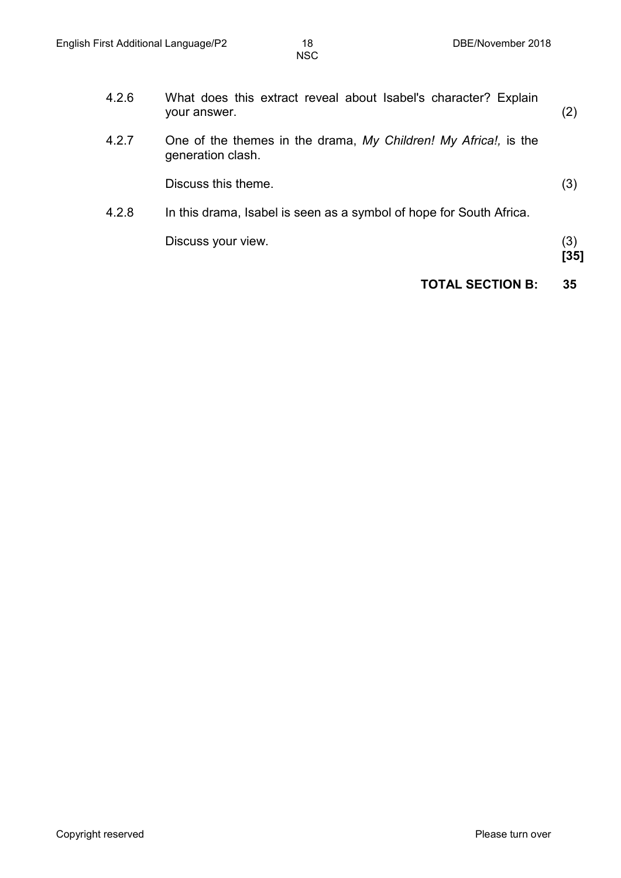4.2.6 What does this extract reveal about Isabel's character? Explain your answer. (2)

4.2.7 One of the themes in the drama, *My Children! My Africa!,* is the generation clash.

Discuss this theme. (3)

4.2.8 In this drama, Isabel is seen as a symbol of hope for South Africa.

Discuss your view. (3)
**[35]**

**TOTAL SECTION B: 35**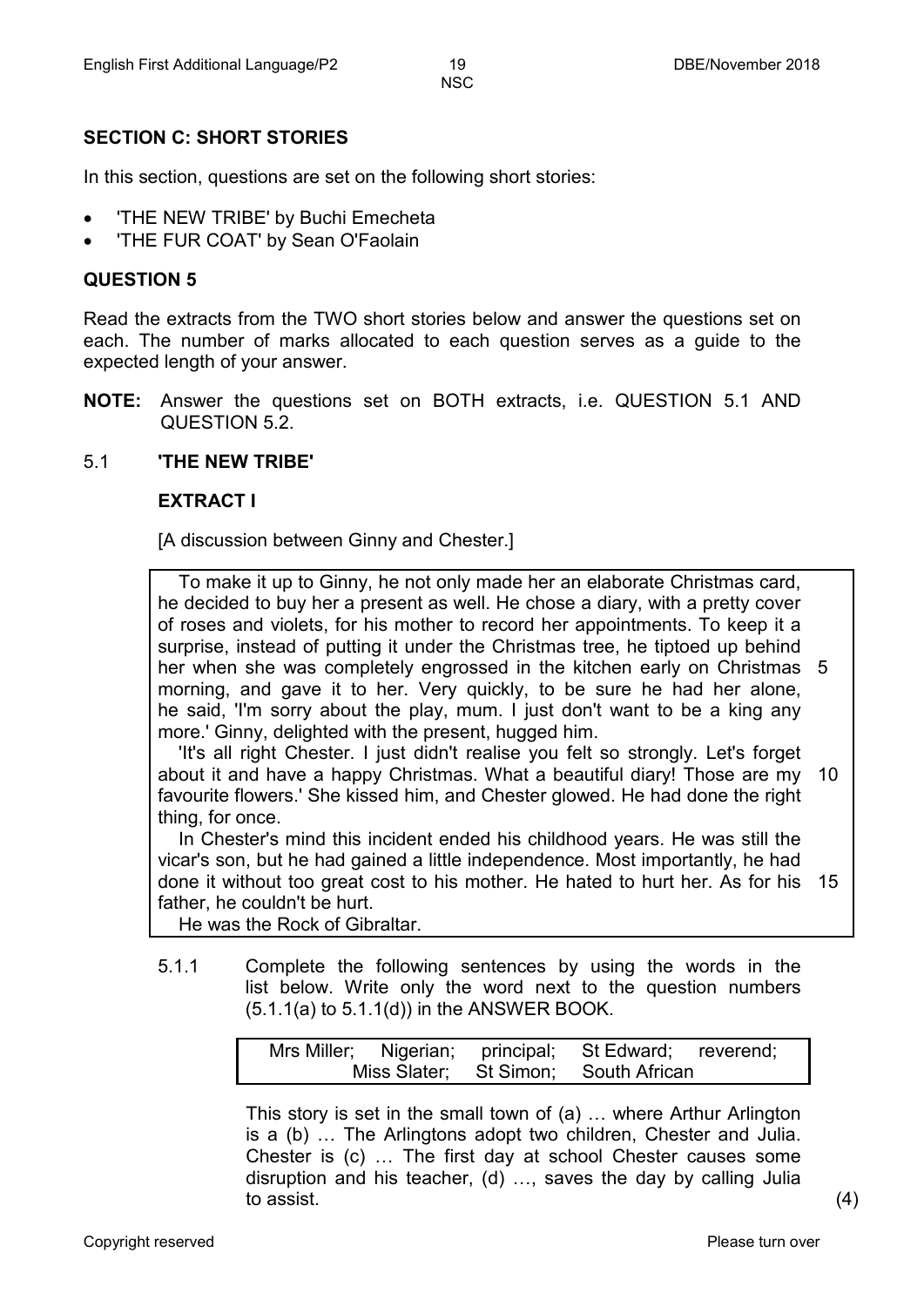## SECTION C: SHORT STORIES

In this section, questions are set on the following short stories:

- 'THE NEW TRIBE' by Buchi Emecheta
- 'THE FUR COAT' by Sean O'Faolain

## QUESTION 5

Read the extracts from the TWO short stories below and answer the questions set on each. The number of marks allocated to each question serves as a guide to the expected length of your answer.

**NOTE:** Answer the questions set on BOTH extracts, i.e. QUESTION 5.1 AND QUESTION 5.2.

### 5.1 'THE NEW TRIBE'

**EXTRACT I**

[A discussion between Ginny and Chester.]

> To make it up to Ginny, he not only made her an elaborate Christmas card, he decided to buy her a present as well. He chose a diary, with a pretty cover of roses and violets, for his mother to record her appointments. To keep it a surprise, instead of putting it under the Christmas tree, he tiptoed up behind her when she was completely engrossed in the kitchen early on Christmas morning, and gave it to her. Very quickly, to be sure he had her alone, he said, 'I'm sorry about the play, mum. I just don't want to be a king any more.' Ginny, delighted with the present, hugged him. 5
>
> 'It's all right Chester. I just didn't realise you felt so strongly. Let's forget about it and have a happy Christmas. What a beautiful diary! Those are my favourite flowers.' She kissed him, and Chester glowed. He had done the right thing, for once. 10
>
> In Chester's mind this incident ended his childhood years. He was still the vicar's son, but he had gained a little independence. Most importantly, he had done it without too great cost to his mother. He hated to hurt her. As for his father, he couldn't be hurt. 15
>
> He was the Rock of Gibraltar.

5.1.1 Complete the following sentences by using the words in the list below. Write only the word next to the question numbers (5.1.1(a) to 5.1.1(d)) in the ANSWER BOOK.

| Mrs Miller; Nigerian; principal; St Edward; reverend; Miss Slater; St Simon; South African |
|---|

This story is set in the small town of (a) … where Arthur Arlington is a (b) … The Arlingtons adopt two children, Chester and Julia. Chester is (c) … The first day at school Chester causes some disruption and his teacher, (d) …, saves the day by calling Julia to assist. (4)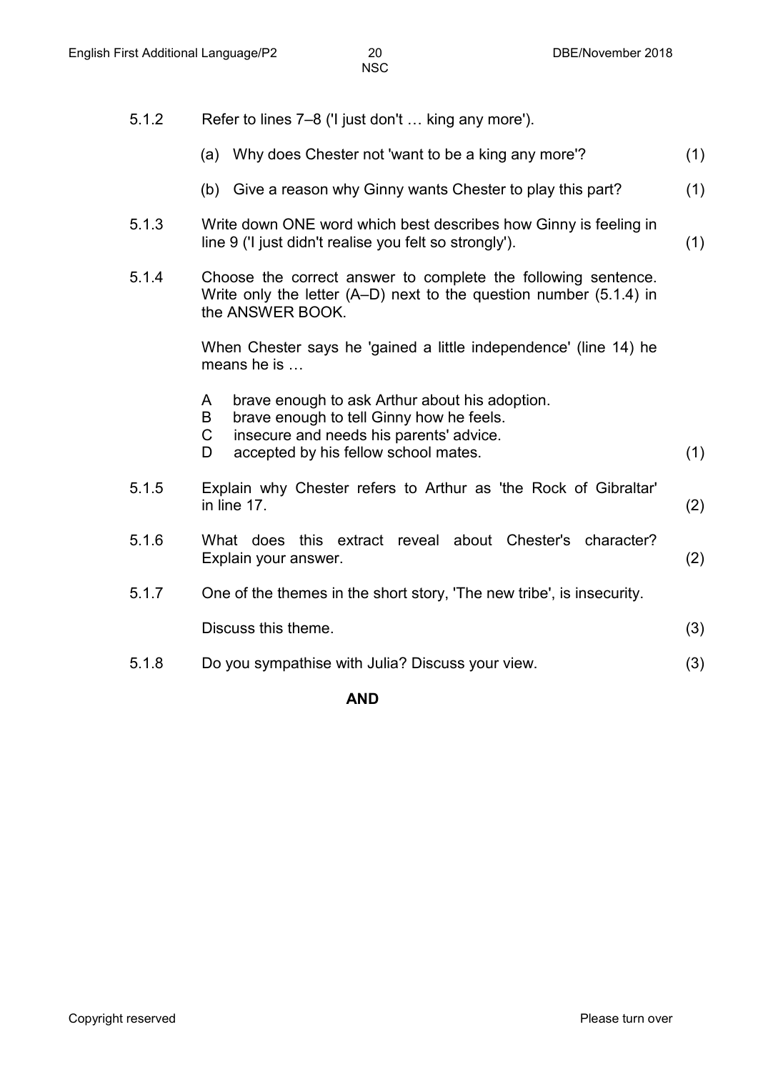5.1.2 Refer to lines 7–8 ('I just don't … king any more').

(a) Why does Chester not 'want to be a king any more'? (1)

(b) Give a reason why Ginny wants Chester to play this part? (1)

5.1.3 Write down ONE word which best describes how Ginny is feeling in line 9 ('I just didn't realise you felt so strongly'). (1)

5.1.4 Choose the correct answer to complete the following sentence. Write only the letter (A–D) next to the question number (5.1.4) in the ANSWER BOOK.

When Chester says he 'gained a little independence' (line 14) he means he is …

A brave enough to ask Arthur about his adoption.
B brave enough to tell Ginny how he feels.
C insecure and needs his parents' advice.
D accepted by his fellow school mates. (1)

5.1.5 Explain why Chester refers to Arthur as 'the Rock of Gibraltar' in line 17. (2)

5.1.6 What does this extract reveal about Chester's character? Explain your answer. (2)

5.1.7 One of the themes in the short story, 'The new tribe', is insecurity.

Discuss this theme. (3)

5.1.8 Do you sympathise with Julia? Discuss your view. (3)

**AND**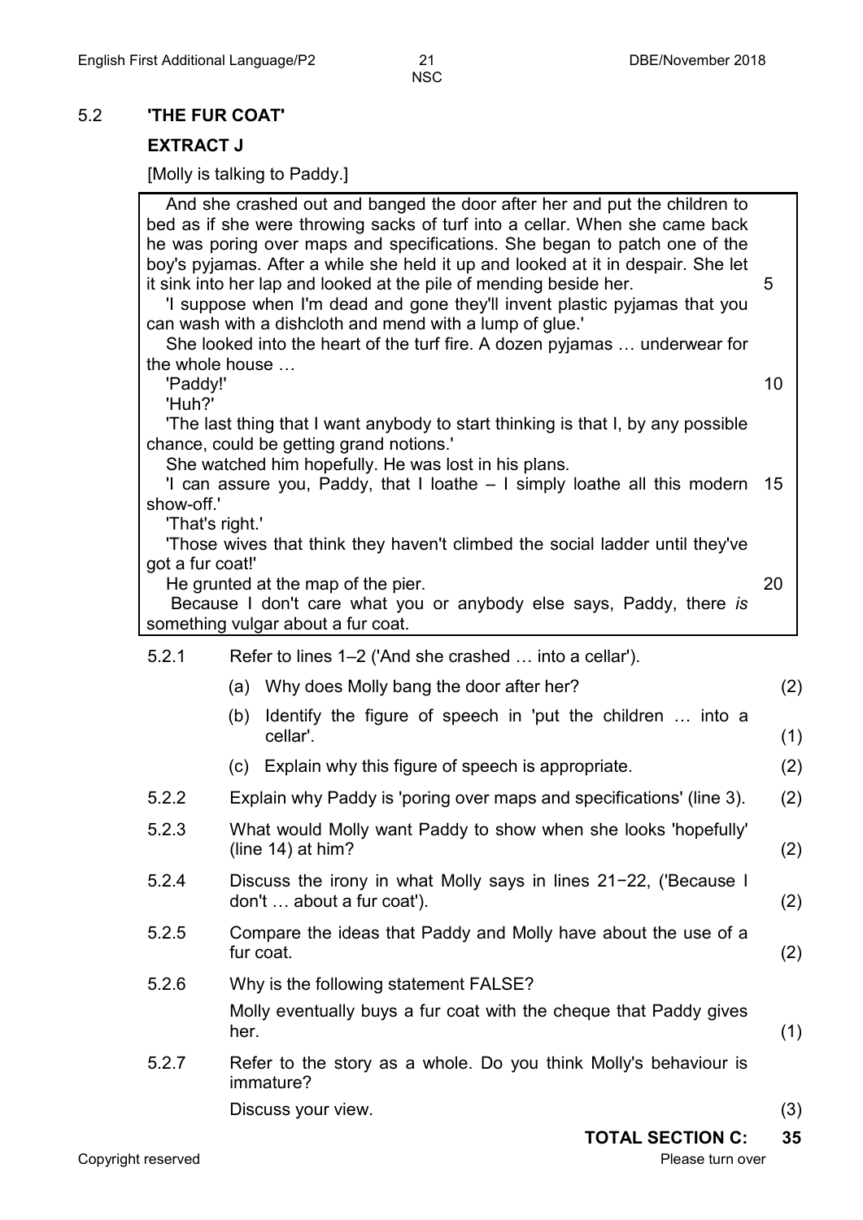## 5.2 'THE FUR COAT'

### EXTRACT J

[Molly is talking to Paddy.]

> And she crashed out and banged the door after her and put the children to bed as if she were throwing sacks of turf into a cellar. When she came back he was poring over maps and specifications. She began to patch one of the boy's pyjamas. After a while she held it up and looked at it in despair. She let it sink into her lap and looked at the pile of mending beside her. 5
>
> 'I suppose when I'm dead and gone they'll invent plastic pyjamas that you can wash with a dishcloth and mend with a lump of glue.'
>
> She looked into the heart of the turf fire. A dozen pyjamas … underwear for the whole house …
>
> 'Paddy!' 10
>
> 'Huh?'
>
> 'The last thing that I want anybody to start thinking is that I, by any possible chance, could be getting grand notions.'
>
> She watched him hopefully. He was lost in his plans.
>
> 'I can assure you, Paddy, that I loathe – I simply loathe all this modern show-off.' 15
>
> 'That's right.'
>
> 'Those wives that think they haven't climbed the social ladder until they've got a fur coat!'
>
> He grunted at the map of the pier. 20
>
> Because I don't care what you or anybody else says, Paddy, there *is* something vulgar about a fur coat.

5.2.1 Refer to lines 1–2 ('And she crashed … into a cellar').

(a) Why does Molly bang the door after her? (2)

(b) Identify the figure of speech in 'put the children … into a cellar'. (1)

(c) Explain why this figure of speech is appropriate. (2)

5.2.2 Explain why Paddy is 'poring over maps and specifications' (line 3). (2)

5.2.3 What would Molly want Paddy to show when she looks 'hopefully' (line 14) at him? (2)

5.2.4 Discuss the irony in what Molly says in lines 21−22, ('Because I don't … about a fur coat'). (2)

5.2.5 Compare the ideas that Paddy and Molly have about the use of a fur coat. (2)

5.2.6 Why is the following statement FALSE?

Molly eventually buys a fur coat with the cheque that Paddy gives her. (1)

5.2.7 Refer to the story as a whole. Do you think Molly's behaviour is immature?

Discuss your view. (3)

**TOTAL SECTION C: 35**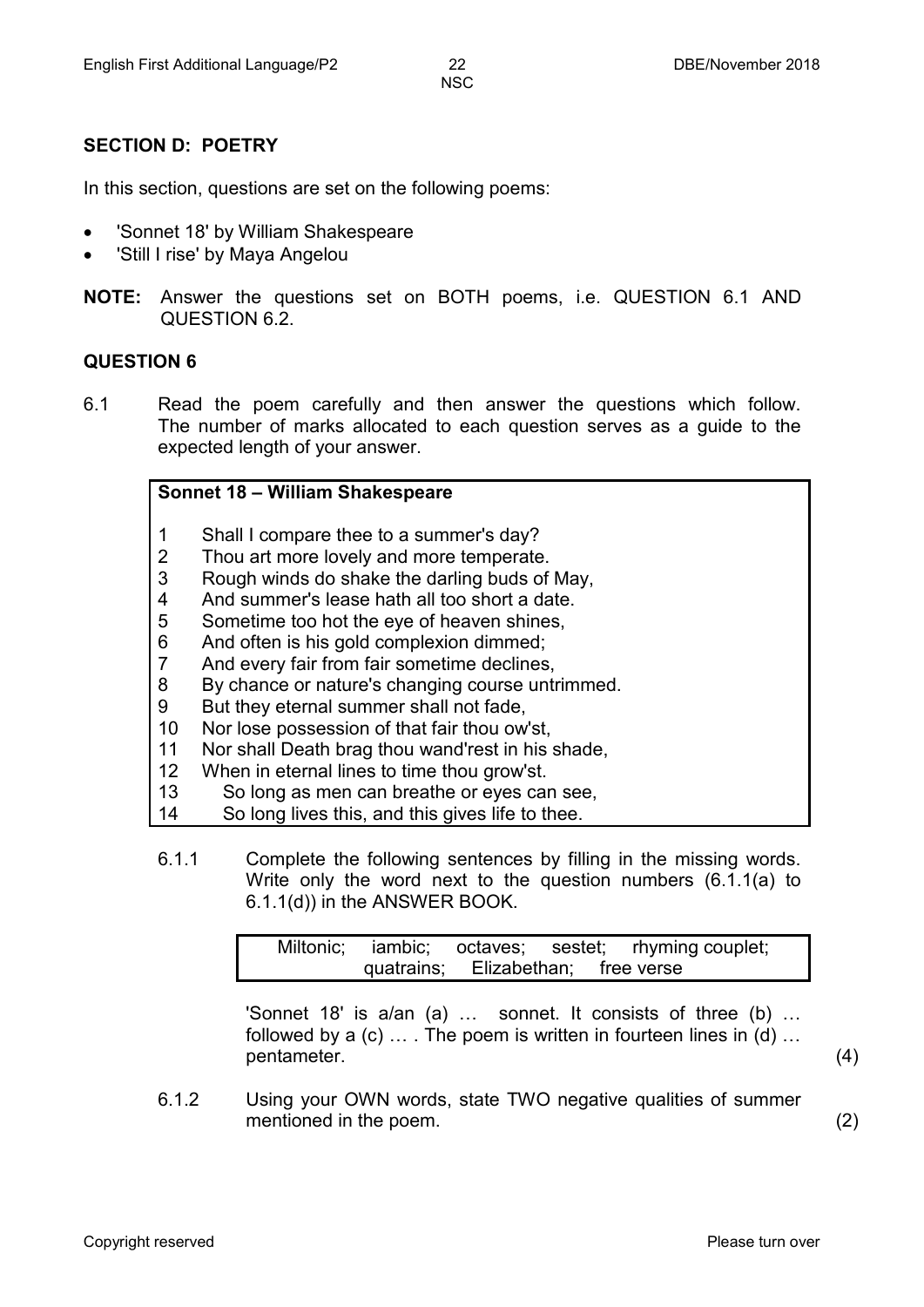## SECTION D: POETRY

In this section, questions are set on the following poems:

- 'Sonnet 18' by William Shakespeare
- 'Still I rise' by Maya Angelou

**NOTE:** Answer the questions set on BOTH poems, i.e. QUESTION 6.1 AND QUESTION 6.2.

## QUESTION 6

6.1 Read the poem carefully and then answer the questions which follow. The number of marks allocated to each question serves as a guide to the expected length of your answer.

| **Sonnet 18 – William Shakespeare** | |
|---|---|
| 1 | Shall I compare thee to a summer's day? |
| 2 | Thou art more lovely and more temperate. |
| 3 | Rough winds do shake the darling buds of May, |
| 4 | And summer's lease hath all too short a date. |
| 5 | Sometime too hot the eye of heaven shines, |
| 6 | And often is his gold complexion dimmed; |
| 7 | And every fair from fair sometime declines, |
| 8 | By chance or nature's changing course untrimmed. |
| 9 | But they eternal summer shall not fade, |
| 10 | Nor lose possession of that fair thou ow'st, |
| 11 | Nor shall Death brag thou wand'rest in his shade, |
| 12 | When in eternal lines to time thou grow'st. |
| 13 | So long as men can breathe or eyes can see, |
| 14 | So long lives this, and this gives life to thee. |

6.1.1 Complete the following sentences by filling in the missing words. Write only the word next to the question numbers (6.1.1(a) to 6.1.1(d)) in the ANSWER BOOK.

| Miltonic; iambic; octaves; sestet; rhyming couplet; quatrains; Elizabethan; free verse |
|---|

'Sonnet 18' is a/an (a) … sonnet. It consists of three (b) … followed by a (c) … . The poem is written in fourteen lines in (d) … pentameter. (4)

6.1.2 Using your OWN words, state TWO negative qualities of summer mentioned in the poem. (2)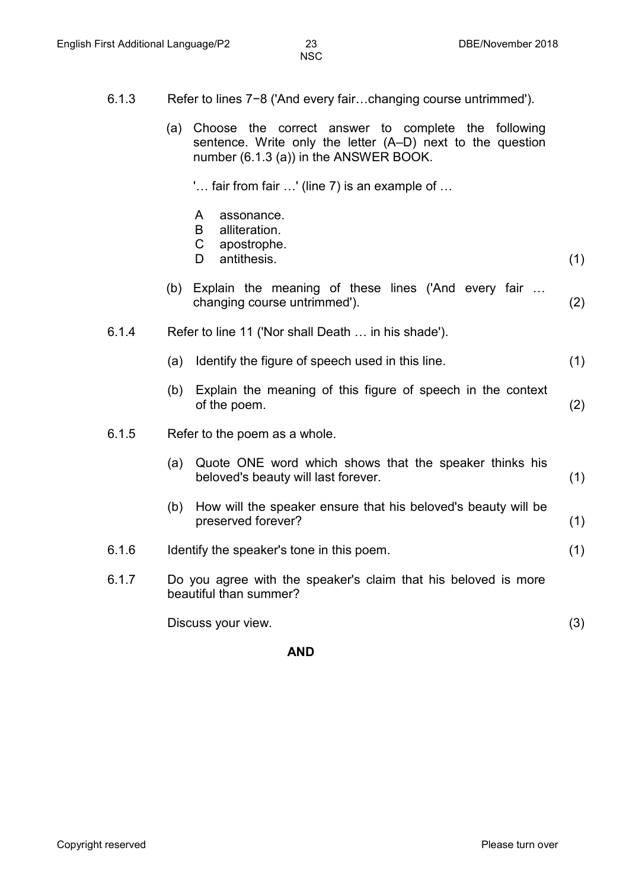6.1.3 Refer to lines 7−8 ('And every fair…changing course untrimmed').

(a) Choose the correct answer to complete the following sentence. Write only the letter (A–D) next to the question number (6.1.3 (a)) in the ANSWER BOOK.

'… fair from fair …' (line 7) is an example of …

A assonance.
B alliteration.
C apostrophe.
D antithesis. (1)

(b) Explain the meaning of these lines ('And every fair … changing course untrimmed'). (2)

6.1.4 Refer to line 11 ('Nor shall Death … in his shade').

(a) Identify the figure of speech used in this line. (1)

(b) Explain the meaning of this figure of speech in the context of the poem. (2)

6.1.5 Refer to the poem as a whole.

(a) Quote ONE word which shows that the speaker thinks his beloved's beauty will last forever. (1)

(b) How will the speaker ensure that his beloved's beauty will be preserved forever? (1)

6.1.6 Identify the speaker's tone in this poem. (1)

6.1.7 Do you agree with the speaker's claim that his beloved is more beautiful than summer?

Discuss your view. (3)

**AND**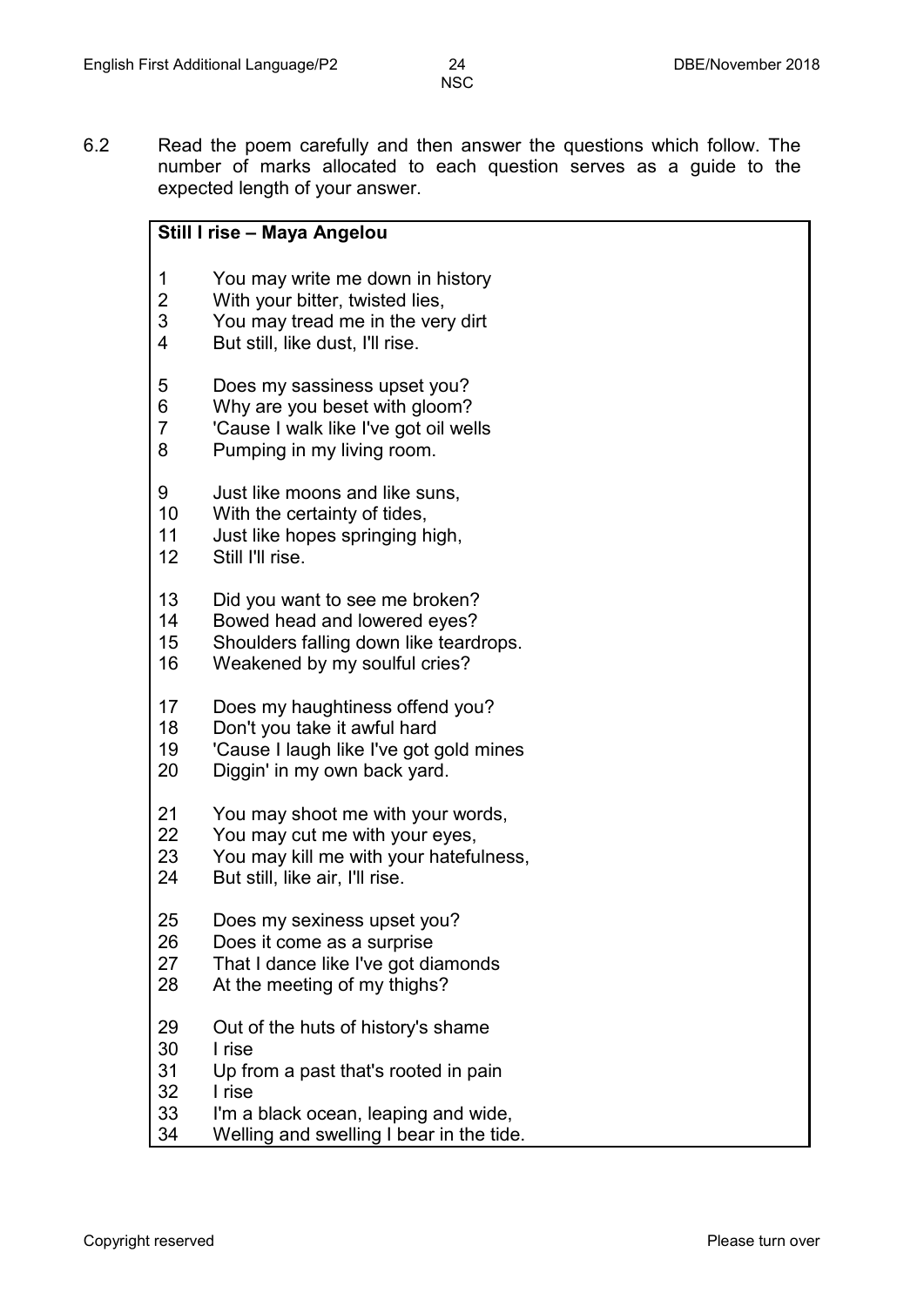6.2 Read the poem carefully and then answer the questions which follow. The number of marks allocated to each question serves as a guide to the expected length of your answer.

**Still I rise – Maya Angelou**

1 You may write me down in history
2 With your bitter, twisted lies,
3 You may tread me in the very dirt
4 But still, like dust, I'll rise.

5 Does my sassiness upset you?
6 Why are you beset with gloom?
7 'Cause I walk like I've got oil wells
8 Pumping in my living room.

9 Just like moons and like suns,
10 With the certainty of tides,
11 Just like hopes springing high,
12 Still I'll rise.

13 Did you want to see me broken?
14 Bowed head and lowered eyes?
15 Shoulders falling down like teardrops.
16 Weakened by my soulful cries?

17 Does my haughtiness offend you?
18 Don't you take it awful hard
19 'Cause I laugh like I've got gold mines
20 Diggin' in my own back yard.

21 You may shoot me with your words,
22 You may cut me with your eyes,
23 You may kill me with your hatefulness,
24 But still, like air, I'll rise.

25 Does my sexiness upset you?
26 Does it come as a surprise
27 That I dance like I've got diamonds
28 At the meeting of my thighs?

29 Out of the huts of history's shame
30 I rise
31 Up from a past that's rooted in pain
32 I rise
33 I'm a black ocean, leaping and wide,
34 Welling and swelling I bear in the tide.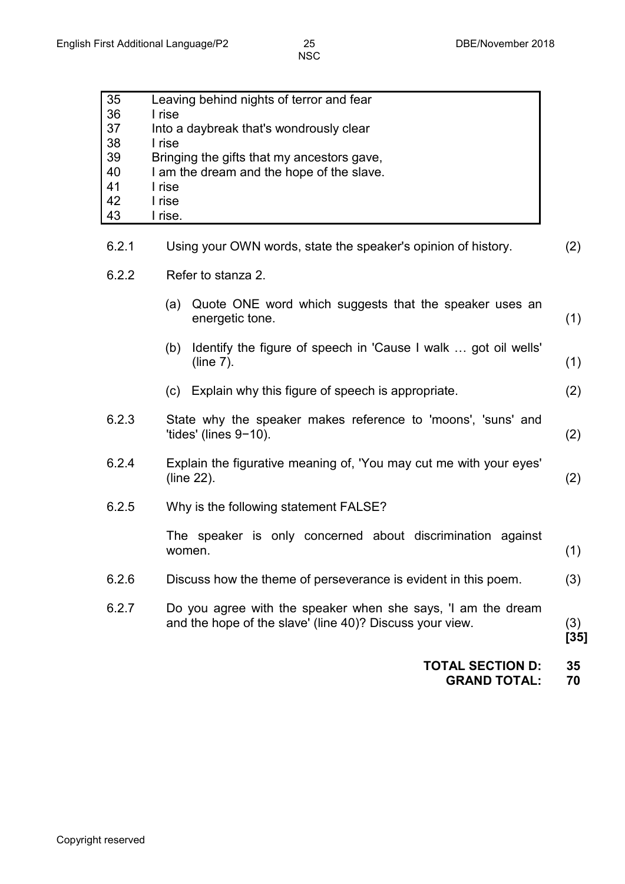| | |
|---|---|
| 35 | Leaving behind nights of terror and fear |
| 36 | I rise |
| 37 | Into a daybreak that's wondrously clear |
| 38 | I rise |
| 39 | Bringing the gifts that my ancestors gave, |
| 40 | I am the dream and the hope of the slave. |
| 41 | I rise |
| 42 | I rise |
| 43 | I rise. |

6.2.1 Using your OWN words, state the speaker's opinion of history. (2)

6.2.2 Refer to stanza 2.

(a) Quote ONE word which suggests that the speaker uses an energetic tone. (1)

(b) Identify the figure of speech in 'Cause I walk … got oil wells' (line 7). (1)

(c) Explain why this figure of speech is appropriate. (2)

6.2.3 State why the speaker makes reference to 'moons', 'suns' and 'tides' (lines 9−10). (2)

6.2.4 Explain the figurative meaning of, 'You may cut me with your eyes' (line 22). (2)

6.2.5 Why is the following statement FALSE?

The speaker is only concerned about discrimination against women. (1)

6.2.6 Discuss how the theme of perseverance is evident in this poem. (3)

6.2.7 Do you agree with the speaker when she says, 'I am the dream and the hope of the slave' (line 40)? Discuss your view. (3)
**[35]**

**TOTAL SECTION D: 35**
**GRAND TOTAL: 70**